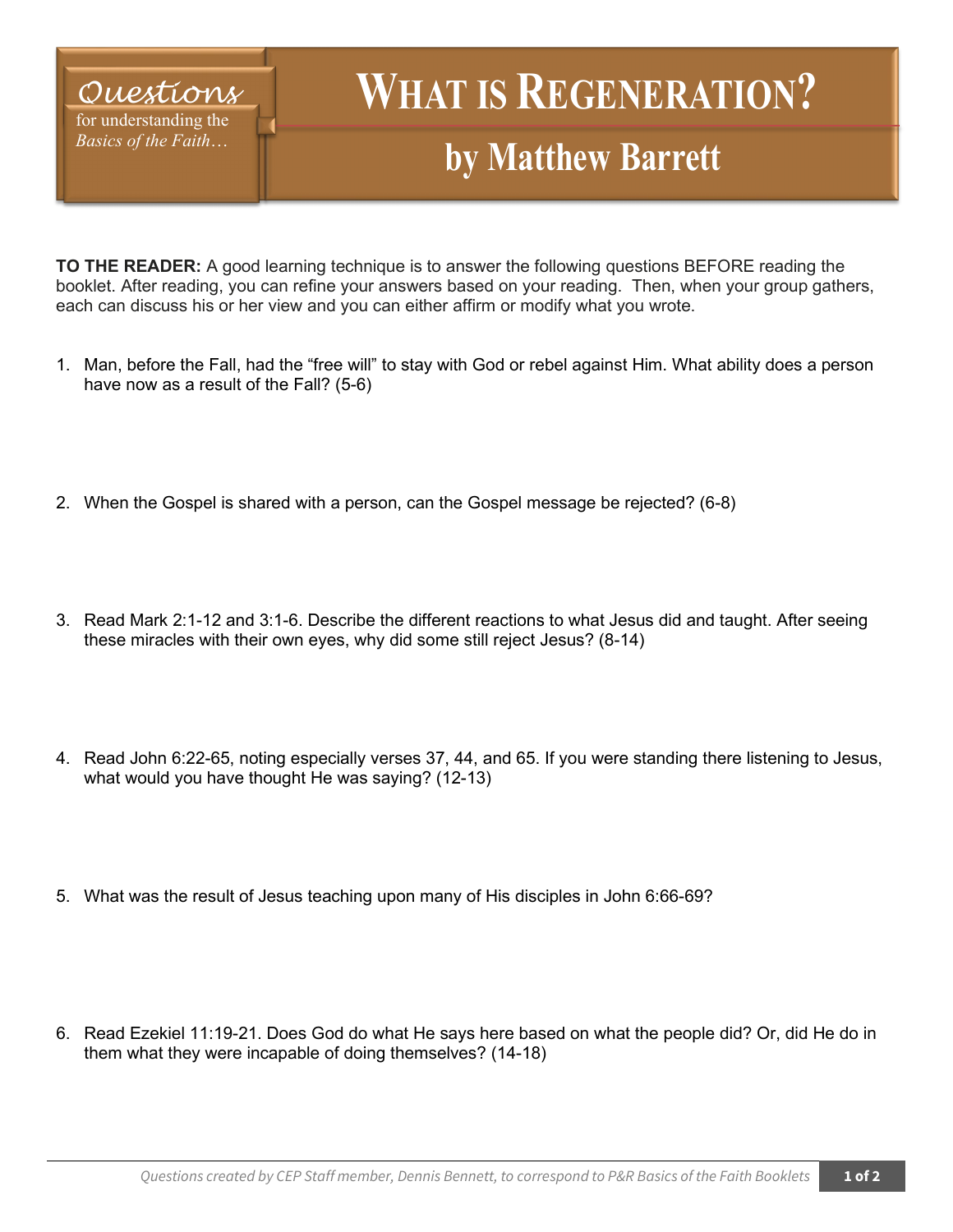*Questions* for understanding the *Basics of the Faith…*

# WHAT IS REGENERATION?

## by Matthew Barrett

**TO THE READER:** A good learning technique is to answer the following questions BEFORE reading the booklet. After reading, you can refine your answers based on your reading. Then, when your group gathers, each can discuss his or her view and you can either affirm or modify what you wrote.

1. Man, before the Fall, had the "free will" to stay with God or rebel against Him. What ability does a person have now as a result of the Fall? (5-6)

2. When the Gospel is shared with a person, can the Gospel message be rejected? (6-8)

3. Read Mark 2:1-12 and 3:1-6. Describe the different reactions to what Jesus did and taught. After seeing these miracles with their own eyes, why did some still reject Jesus? (8-14)

4. Read John 6:22-65, noting especially verses 37, 44, and 65. If you were standing there listening to Jesus, what would you have thought He was saying? (12-13)

5. What was the result of Jesus teaching upon many of His disciples in John 6:66-69?

6. Read Ezekiel 11:19-21. Does God do what He says here based on what the people did? Or, did He do in them what they were incapable of doing themselves? (14-18)

*Questions created by CEP Staff member, Dennis Bennett, to correspond to P&R Basics of the Faith Booklets*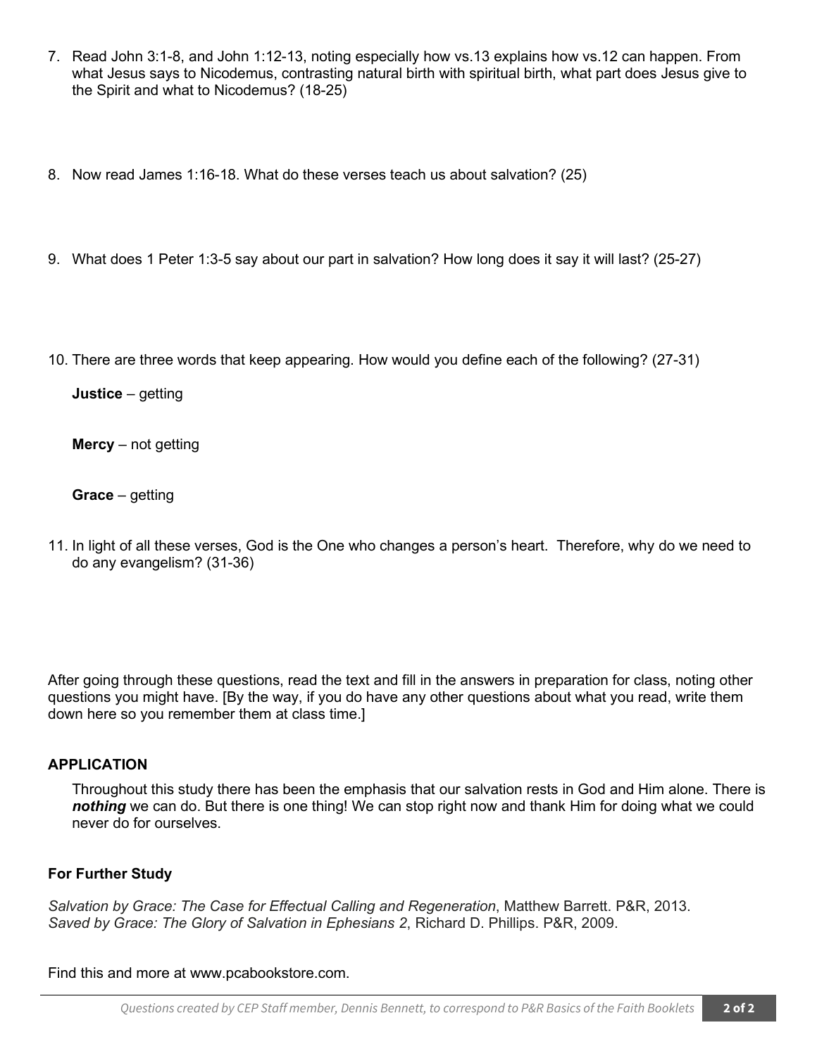7. Read John 3:1-8, and John 1:12-13, noting especially how vs.13 explains how vs.12 can happen. From what Jesus says to Nicodemus, contrasting natural birth with spiritual birth, what part does Jesus give to the Spirit and what to Nicodemus? (18-25)

8. Now read James 1:16-18. What do these verses teach us about salvation? (25)

9. What does 1 Peter 1:3-5 say about our part in salvation? How long does it say it will last? (25-27)

10. There are three words that keep appearing. How would you define each of the following? (27-31)

    **Justice** – getting

    **Mercy** – not getting

    **Grace** – getting

11. In light of all these verses, God is the One who changes a person's heart. Therefore, why do we need to do any evangelism? (31-36)

After going through these questions, read the text and fill in the answers in preparation for class, noting other questions you might have. [By the way, if you do have any other questions about what you read, write them down here so you remember them at class time.]

### APPLICATION

Throughout this study there has been the emphasis that our salvation rests in God and Him alone. There is ***nothing*** we can do. But there is one thing! We can stop right now and thank Him for doing what we could never do for ourselves.

### For Further Study

*Salvation by Grace: The Case for Effectual Calling and Regeneration*, Matthew Barrett. P&R, 2013.
*Saved by Grace: The Glory of Salvation in Ephesians 2*, Richard D. Phillips. P&R, 2009.

Find this and more at www.pcabookstore.com.

*Questions created by CEP Staff member, Dennis Bennett, to correspond to P&R Basics of the Faith Booklets*